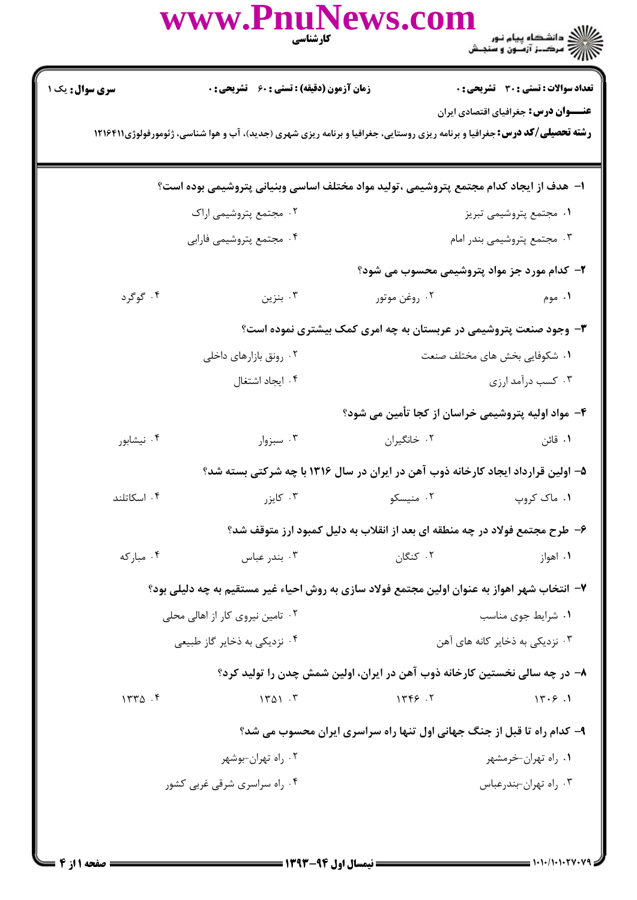کارشناسی

مرکز آزمون و سنجش دانشگاه پیام نور

**تعداد سوالات: تستی: ۳۰ تشریحی: ۰** | **زمان آزمون (دقیقه): تستی: ۶۰ تشریحی: ۰** | **سری سوال: یک ۱**

**عنـــوان درس:** جغرافیای اقتصادی ایران

**رشته تحصیلی/کد درس:** جغرافیا و برنامه ریزی روستایی، جغرافیا و برنامه ریزی شهری (جدید)، آب و هوا شناسی، ژئومورفولوژی۱۲۱۶۴۱۱

**۱- هدف از ایجاد کدام مجتمع پتروشیمی ،تولید مواد مختلف اساسی وبنیانی پتروشیمی بوده است؟**

۱. مجتمع پتروشیمی تبریز
۲. مجتمع پتروشیمی اراک
۳. مجتمع پتروشیمی بندر امام
۴. مجتمع پتروشیمی فارابی

**۲- کدام مورد جز مواد پتروشیمی محسوب می شود؟**

۱. موم
۲. روغن موتور
۳. بنزین
۴. گوگرد

**۳- وجود صنعت پتروشیمی در عربستان به چه امری کمک بیشتری نموده است؟**

۱. شکوفایی بخش های مختلف صنعت
۲. رونق بازارهای داخلی
۳. کسب درآمد ارزی
۴. ایجاد اشتغال

**۴- مواد اولیه پتروشیمی خراسان از کجا تأمین می شود؟**

۱. قائن
۲. خانگیران
۳. سبزوار
۴. نیشابور

**۵- اولین قرارداد ایجاد کارخانه ذوب آهن در ایران در سال ۱۳۱۶ با چه شرکتی بسته شد؟**

۱. ماک کروپ
۲. منیسکو
۳. کایزر
۴. اسکاتلند

**۶- طرح مجتمع فولاد در چه منطقه ای بعد از انقلاب به دلیل کمبود ارز متوقف شد؟**

۱. اهواز
۲. کنگان
۳. بندر عباس
۴. مبارکه

**۷- انتخاب شهر اهواز به عنوان اولین مجتمع فولاد سازی به روش احیاء غیر مستقیم به چه دلیلی بود؟**

۱. شرایط جوی مناسب
۲. تامین نیروی کار از اهالی محلی
۳. نزدیکی به ذخایر کانه های آهن
۴. نزدیکی به ذخایر گاز طبیعی

**۸- در چه سالی نخستین کارخانه ذوب آهن در ایران، اولین شمش چدن را تولید کرد؟**

۱. ۱۳۰۶
۲. ۱۳۴۶
۳. ۱۳۵۱
۴. ۱۳۳۵

**۹- کدام راه تا قبل از جنگ جهانی اول تنها راه سراسری ایران محسوب می شد؟**

۱. راه تهران-خرمشهر
۲. راه تهران-بوشهر
۳. راه تهران-بندرعباس
۴. راه سراسری شرقی غربی کشور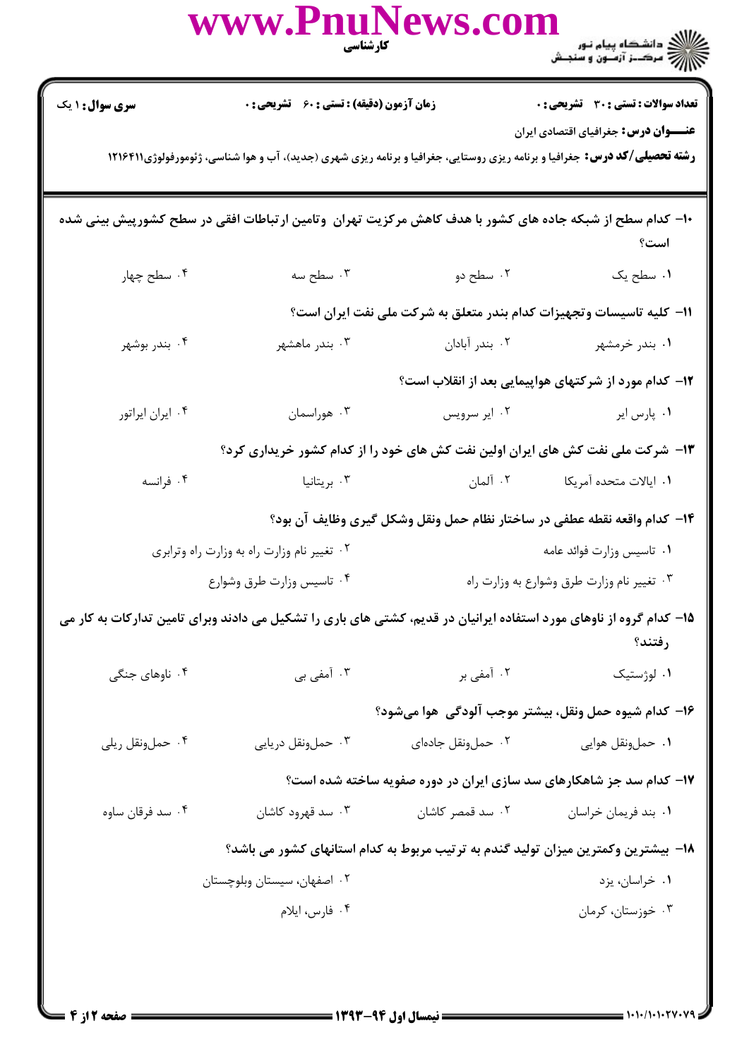**سری سوال:** ۱ یک

**زمان آزمون (دقیقه) : تستی :** ۶۰ **تشریحی :** ۰

**تعداد سوالات : تستی :** ۳۰ **تشریحی :** ۰

**عنـــوان درس:** جغرافیای اقتصادی ایران

**رشته تحصیلی/کد درس:** جغرافیا و برنامه ریزی روستایی، جغرافیا و برنامه ریزی شهری (جدید)، آب و هوا شناسی، ژئومورفولوژی۱۲۱۶۴۱۱

---

۱۰- کدام سطح از شبکه جاده های کشور با هدف کاهش مرکزیت تهران وتامین ارتباطات افقی در سطح کشورپیش بینی شده است؟

۱. سطح یک
۲. سطح دو
۳. سطح سه
۴. سطح چهار

۱۱- کلیه تاسیسات وتجهیزات کدام بندر متعلق به شرکت ملی نفت ایران است؟

۱. بندر خرمشهر
۲. بندر آبادان
۳. بندر ماهشهر
۴. بندر بوشهر

۱۲- کدام مورد از شرکتهای هواپیمایی بعد از انقلاب است؟

۱. پارس ایر
۲. ایر سرویس
۳. هوراسمان
۴. ایران ایراتور

۱۳- شرکت ملی نفت کش های ایران اولین نفت کش های خود را از کدام کشور خریداری کرد؟

۱. ایالات متحده آمریکا
۲. آلمان
۳. بریتانیا
۴. فرانسه

۱۴- کدام واقعه نقطه عطفی در ساختار نظام حمل ونقل وشکل گیری وظایف آن بود؟

۱. تاسیس وزارت فوائد عامه
۲. تغییر نام وزارت راه به وزارت راه وترابری
۳. تغییر نام وزارت طرق وشوارع به وزارت راه
۴. تاسیس وزارت طرق وشوارع

۱۵- کدام گروه از ناوهای مورد استفاده ایرانیان در قدیم، کشتی های باری را تشکیل می دادند وبرای تامین تدارکات به کار می رفتند؟

۱. لوژستیک
۲. آمفی بر
۳. آمفی بی
۴. ناوهای جنگی

۱۶- کدام شیوه حمل ونقل، بیشتر موجب آلودگی هوا می‌شود؟

۱. حمل‌ونقل هوایی
۲. حمل‌ونقل جاده‌ای
۳. حمل‌ونقل دریایی
۴. حمل‌ونقل ریلی

۱۷- کدام سد جز شاهکارهای سد سازی ایران در دوره صفویه ساخته شده است؟

۱. بند فریمان خراسان
۲. سد قمصر کاشان
۳. سد قهرود کاشان
۴. سد فرقان ساوه

۱۸- بیشترین وکمترین میزان تولید گندم به ترتیب مربوط به کدام استانهای کشور می باشد؟

۱. خراسان، یزد
۲. اصفهان، سیستان وبلوچستان
۳. خوزستان، کرمان
۴. فارس، ایلام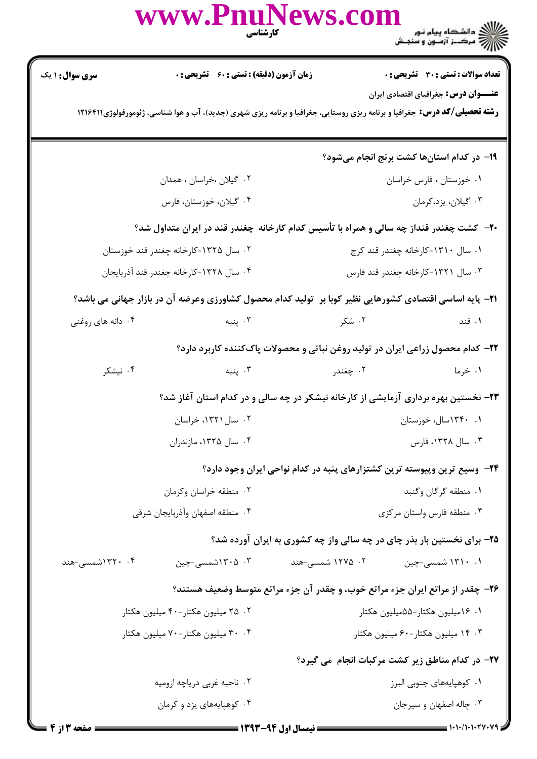**تعداد سوالات : تستی : ۳۰ تشریحی : ۰** | **زمان آزمون (دقیقه) : تستی : ۶۰ تشریحی : ۰** | **سری سوال : ۱ یک**

**عنـــوان درس:** جغرافیای اقتصادی ایران

**رشته تحصیلی/کد درس:** جغرافیا و برنامه ریزی روستایی، جغرافیا و برنامه ریزی شهری (جدید)، آب و هوا شناسی، ژئومورفولوژی۱۲۱۶۴۱۱

**۱۹- در کدام استان‌ها کشت برنج انجام می‌شود؟**

۱. خوزستان ، فارس خراسان

۲. گیلان ،خراسان ، همدان

۳. گیلان، یزد،کرمان

۴. گیلان، خوزستان، فارس

**۲۰- کشت چغندر قنداز چه سالی و همراه با تأسیس کدام کارخانه چغندر قند در ایران متداول شد؟**

۱. سال ۱۳۱۰-کارخانه چغندر قند کرج

۲. سال ۱۳۲۵-کارخانه چغندر قند خوزستان

۳. سال ۱۳۲۱-کارخانه چغندر قند فارس

۴. سال ۱۳۲۸-کارخانه چغندر قند آذربایجان

**۲۱- پایه اساسی اقتصادی کشورهایی نظیر کوبا بر تولید کدام محصول کشاورزی وعرضه آن در بازار جهانی می باشد؟**

۱. قند

۲. شکر

۳. پنبه

۴. دانه های روغنی

**۲۲- کدام محصول زراعی ایران در تولید روغن نباتی و محصولات پاک‌کننده کاربرد دارد؟**

۱. خرما

۲. چغندر

۳. پنبه

۴. نیشکر

**۲۳- نخستین بهره برداری آزمایشی از کارخانه نیشکر در چه سالی و در کدام استان آغاز شد؟**

۱. ۱۳۴۰سال، خوزستان

۲. سال۱۳۲۱، خراسان

۳. سال ۱۳۲۸، فارس

۴. سال ۱۳۲۵، مازندران

**۲۴- وسیع ترین وپیوسته ترین کشتزارهای پنبه در کدام نواحی ایران وجود دارد؟**

۱. منطقه گرگان وگنبد

۲. منطقه خراسان وکرمان

۳. منطقه فارس واستان مرکزی

۴. منطقه اصفهان وآذربایجان شرقی

**۲۵- برای نخستین بار بذر چای در چه سالی واز چه کشوری به ایران آورده شد؟**

۱. ۱۳۱۰ شمسی-چین

۲. ۱۲۷۵ شمسی-هند

۳. ۱۳۰۵شمسی-چین

۴. ۱۳۲۰شمسی-هند

**۲۶- چقدر از مراتع ایران جزء مراتع خوب، و چقدر آن جزء مراتع متوسط وضعیف هستند؟**

۱. ۱۶میلیون هکتار-۵۵میلیون هکتار

۲. ۲۵ میلیون هکتار-۴۰ میلیون هکتار

۳. ۱۴ میلیون هکتار-۶۰ میلیون هکتار

۴. ۳۰ میلیون هکتار-۷۰ میلیون هکتار

**۲۷- در کدام مناطق زیر کشت مرکبات انجام می گیرد؟**

۱. کوهپایه‌های جنوبی البرز

۲. ناحیه غربی دریاچه ارومیه

۳. چاله اصفهان و سیرجان

۴. کوهپایه‌های یزد و کرمان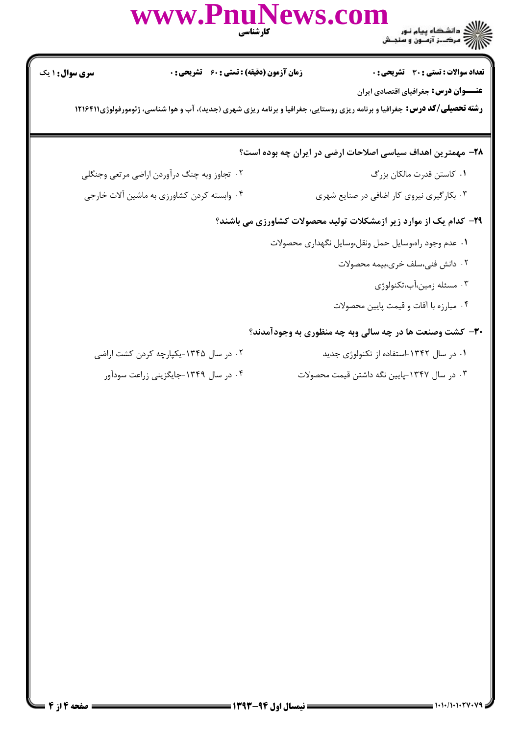**سری سوال:** ۱ یک

**زمان آزمون (دقیقه) : تستی : ۶۰ تشریحی : ۰**

**تعداد سوالات : تستی : ۳۰ تشریحی : ۰**

**عنـــوان درس:** جغرافیای اقتصادی ایران

**رشته تحصیلی/کد درس:** جغرافیا و برنامه ریزی روستایی، جغرافیا و برنامه ریزی شهری (جدید)، آب و هوا شناسی، ژئومورفولوژی۱۲۱۶۴۱۱

**۲۸- مهمترین اهداف سیاسی اصلاحات ارضی در ایران چه بوده است؟**

۱. کاستن قدرت مالکان بزرگ

۲. تجاوز وبه چنگ درآوردن اراضی مرتعی وجنگلی

۳. بکارگیری نیروی کار اضافی در صنایع شهری

۴. وابسته کردن کشاورزی به ماشین آلات خارجی

**۲۹- کدام یک از موارد زیر ازمشکلات تولید محصولات کشاورزی می باشند؟**

۱. عدم وجود راه،وسایل حمل ونقل،وسایل نگهداری محصولات

۲. دانش فنی،سلف خری،بیمه محصولات

۳. مسئله زمین،آب،تکنولوژی

۴. مبارزه با آفات و قیمت پایین محصولات

**۳۰- کشت وصنعت ها در چه سالی وبه چه منظوری به وجودآمدند؟**

۱. در سال ۱۳۴۲-استفاده از تکنولوژی جدید

۲. در سال ۱۳۴۵-یکپارچه کردن کشت اراضی

۳. در سال ۱۳۴۷-پایین نگه داشتن قیمت محصولات

۴. در سال ۱۳۴۹-جایگزینی زراعت سودآور